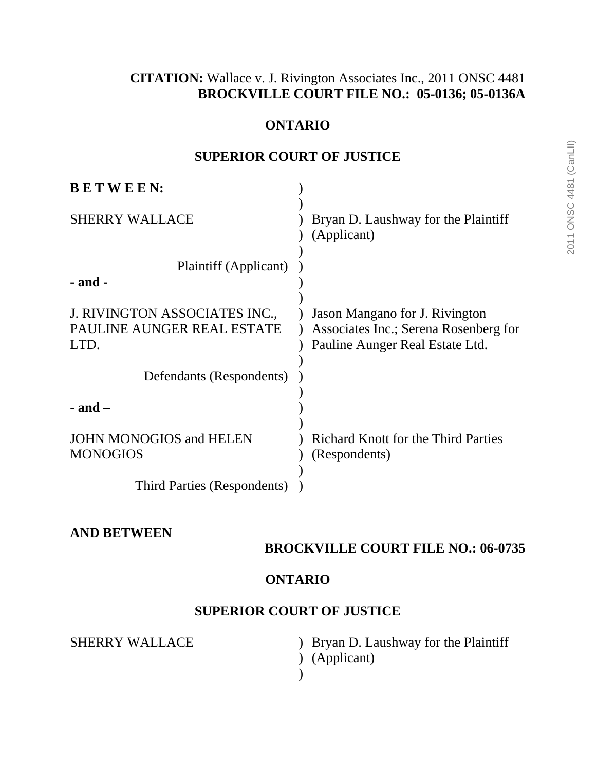**CITATION:** Wallace v. J. Rivington Associates Inc., 2011 ONSC 4481
**BROCKVILLE COURT FILE NO.: 05-0136; 05-0136A**

**ONTARIO**

**SUPERIOR COURT OF JUSTICE**

| | |
|---|---|
| **B E T W E E N:** | |
| SHERRY WALLACE | Bryan D. Laushway for the Plaintiff (Applicant) |
| Plaintiff (Applicant) | |
| **- and -** | |
| J. RIVINGTON ASSOCIATES INC., PAULINE AUNGER REAL ESTATE LTD. | Jason Mangano for J. Rivington Associates Inc.; Serena Rosenberg for Pauline Aunger Real Estate Ltd. |
| Defendants (Respondents) | |
| **- and –** | |
| JOHN MONOGIOS and HELEN MONOGIOS | Richard Knott for the Third Parties (Respondents) |
| Third Parties (Respondents) | |

**AND BETWEEN**

**BROCKVILLE COURT FILE NO.: 06-0735**

**ONTARIO**

**SUPERIOR COURT OF JUSTICE**

| | |
|---|---|
| SHERRY WALLACE | Bryan D. Laushway for the Plaintiff (Applicant) |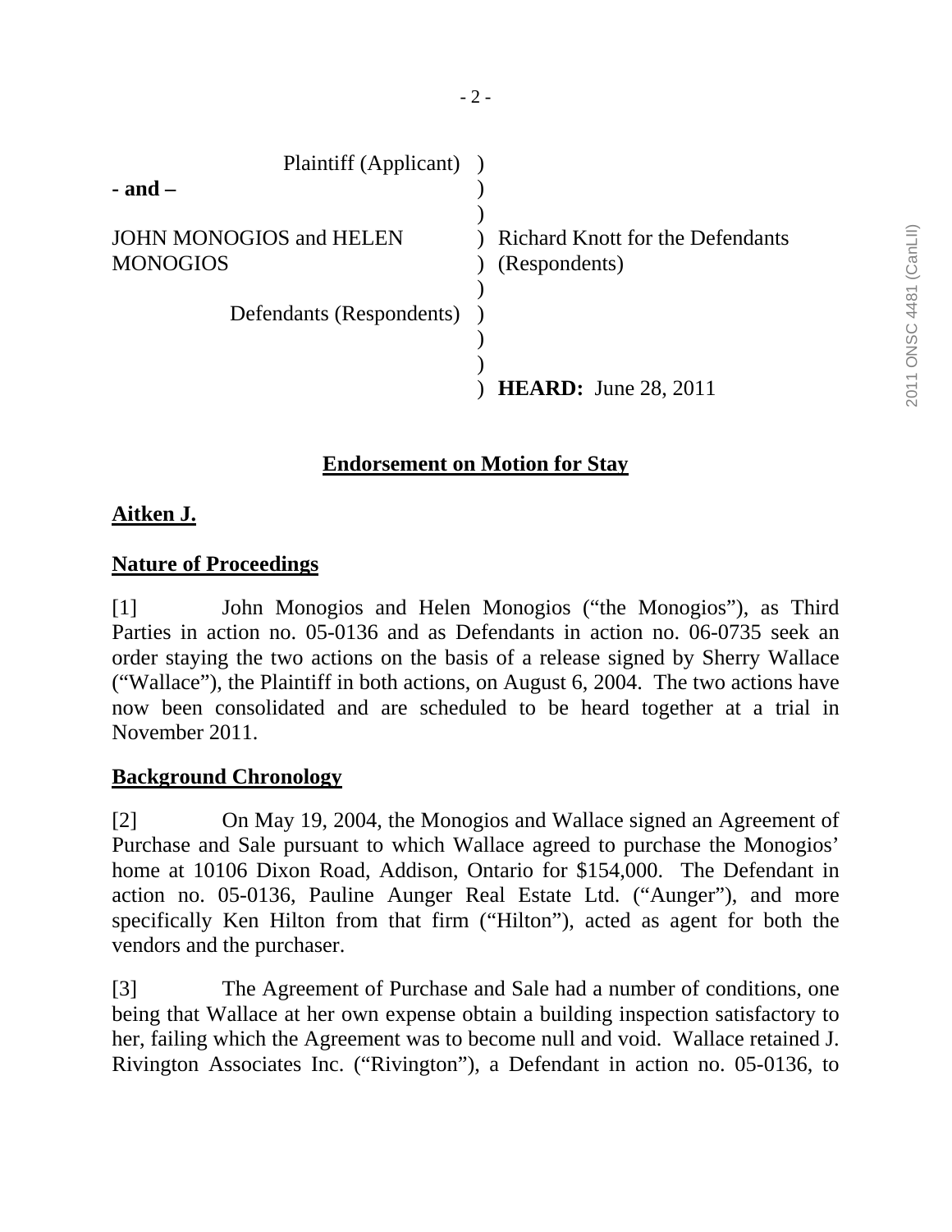| | |
|---|---|
| Plaintiff (Applicant) | |
| **- and –** | |
| JOHN MONOGIOS and HELEN MONOGIOS | Richard Knott for the Defendants (Respondents) |
| Defendants (Respondents) | |
| | **HEARD:** June 28, 2011 |

## Endorsement on Motion for Stay

**Aitken J.**

### Nature of Proceedings

[1] John Monogios and Helen Monogios ("the Monogios"), as Third Parties in action no. 05-0136 and as Defendants in action no. 06-0735 seek an order staying the two actions on the basis of a release signed by Sherry Wallace ("Wallace"), the Plaintiff in both actions, on August 6, 2004. The two actions have now been consolidated and are scheduled to be heard together at a trial in November 2011.

### Background Chronology

[2] On May 19, 2004, the Monogios and Wallace signed an Agreement of Purchase and Sale pursuant to which Wallace agreed to purchase the Monogios' home at 10106 Dixon Road, Addison, Ontario for $154,000. The Defendant in action no. 05-0136, Pauline Aunger Real Estate Ltd. ("Aunger"), and more specifically Ken Hilton from that firm ("Hilton"), acted as agent for both the vendors and the purchaser.

[3] The Agreement of Purchase and Sale had a number of conditions, one being that Wallace at her own expense obtain a building inspection satisfactory to her, failing which the Agreement was to become null and void. Wallace retained J. Rivington Associates Inc. ("Rivington"), a Defendant in action no. 05-0136, to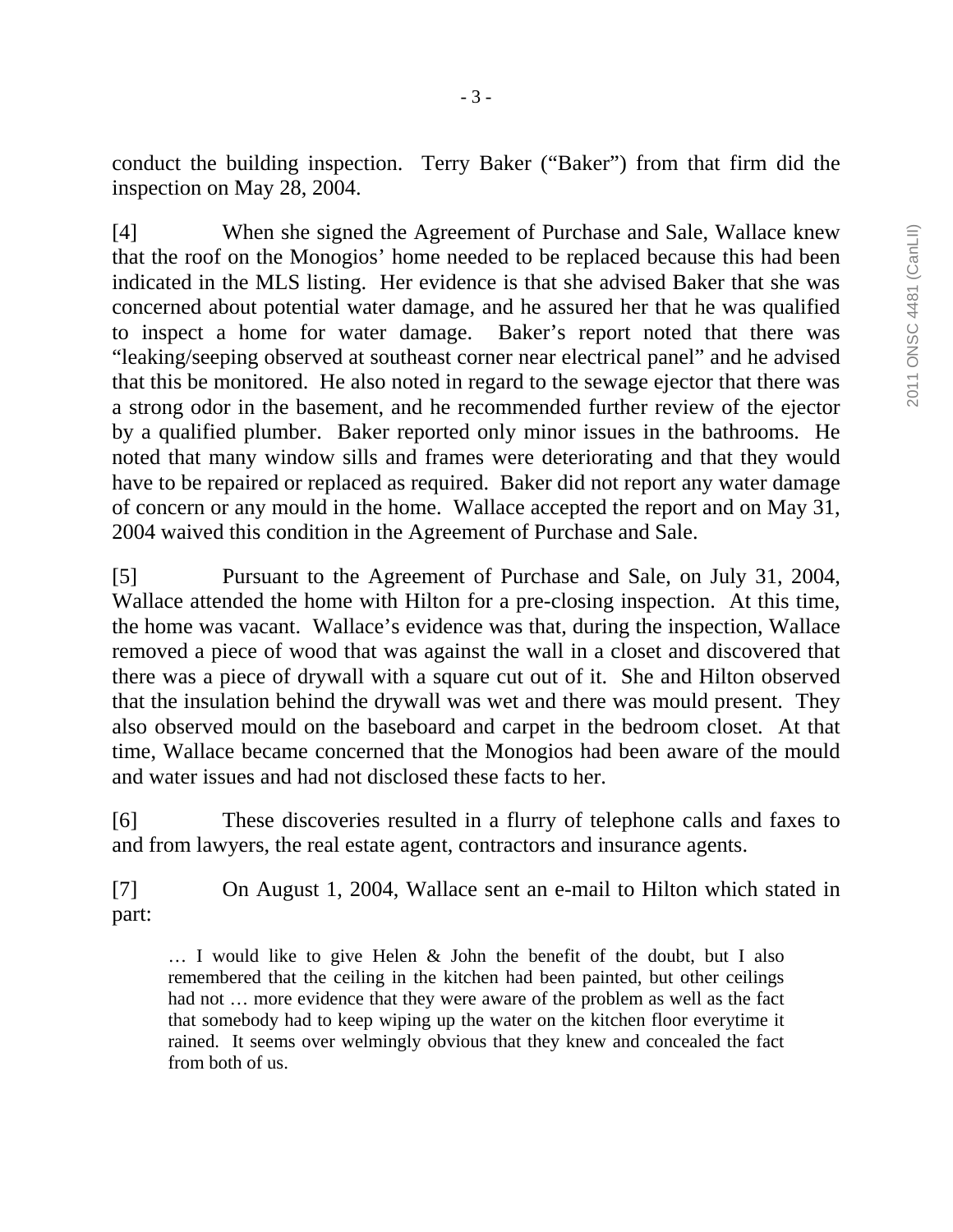conduct the building inspection. Terry Baker ("Baker") from that firm did the inspection on May 28, 2004.

[4] When she signed the Agreement of Purchase and Sale, Wallace knew that the roof on the Monogios' home needed to be replaced because this had been indicated in the MLS listing. Her evidence is that she advised Baker that she was concerned about potential water damage, and he assured her that he was qualified to inspect a home for water damage. Baker's report noted that there was "leaking/seeping observed at southeast corner near electrical panel" and he advised that this be monitored. He also noted in regard to the sewage ejector that there was a strong odor in the basement, and he recommended further review of the ejector by a qualified plumber. Baker reported only minor issues in the bathrooms. He noted that many window sills and frames were deteriorating and that they would have to be repaired or replaced as required. Baker did not report any water damage of concern or any mould in the home. Wallace accepted the report and on May 31, 2004 waived this condition in the Agreement of Purchase and Sale.

[5] Pursuant to the Agreement of Purchase and Sale, on July 31, 2004, Wallace attended the home with Hilton for a pre-closing inspection. At this time, the home was vacant. Wallace's evidence was that, during the inspection, Wallace removed a piece of wood that was against the wall in a closet and discovered that there was a piece of drywall with a square cut out of it. She and Hilton observed that the insulation behind the drywall was wet and there was mould present. They also observed mould on the baseboard and carpet in the bedroom closet. At that time, Wallace became concerned that the Monogios had been aware of the mould and water issues and had not disclosed these facts to her.

[6] These discoveries resulted in a flurry of telephone calls and faxes to and from lawyers, the real estate agent, contractors and insurance agents.

[7] On August 1, 2004, Wallace sent an e-mail to Hilton which stated in part:

> … I would like to give Helen & John the benefit of the doubt, but I also remembered that the ceiling in the kitchen had been painted, but other ceilings had not … more evidence that they were aware of the problem as well as the fact that somebody had to keep wiping up the water on the kitchen floor everytime it rained. It seems over welmingly obvious that they knew and concealed the fact from both of us.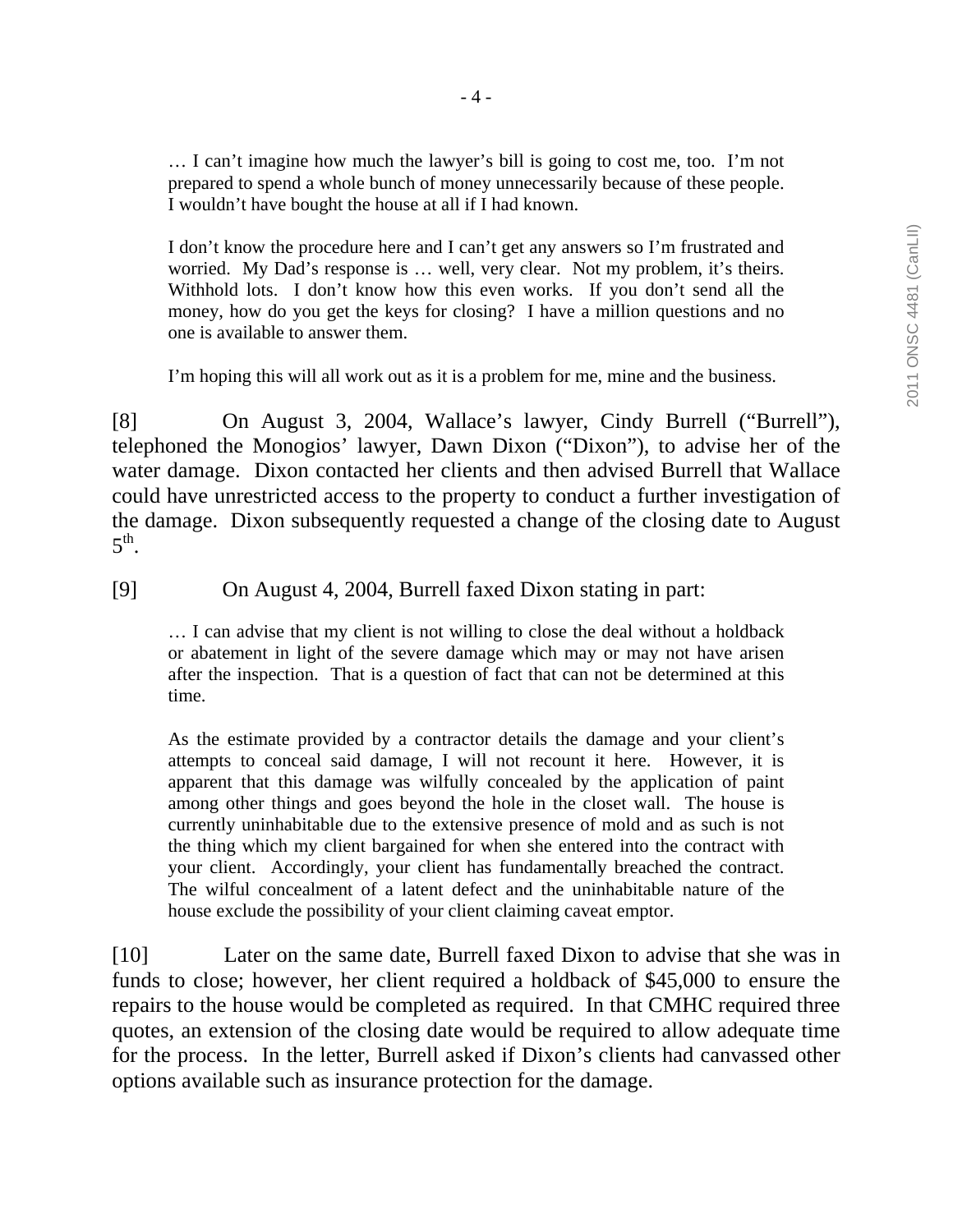> … I can't imagine how much the lawyer's bill is going to cost me, too. I'm not prepared to spend a whole bunch of money unnecessarily because of these people. I wouldn't have bought the house at all if I had known.
>
> I don't know the procedure here and I can't get any answers so I'm frustrated and worried. My Dad's response is … well, very clear. Not my problem, it's theirs. Withhold lots. I don't know how this even works. If you don't send all the money, how do you get the keys for closing? I have a million questions and no one is available to answer them.
>
> I'm hoping this will all work out as it is a problem for me, mine and the business.

[8] On August 3, 2004, Wallace's lawyer, Cindy Burrell ("Burrell"), telephoned the Monogios' lawyer, Dawn Dixon ("Dixon"), to advise her of the water damage. Dixon contacted her clients and then advised Burrell that Wallace could have unrestricted access to the property to conduct a further investigation of the damage. Dixon subsequently requested a change of the closing date to August 5th.

[9] On August 4, 2004, Burrell faxed Dixon stating in part:

> … I can advise that my client is not willing to close the deal without a holdback or abatement in light of the severe damage which may or may not have arisen after the inspection. That is a question of fact that can not be determined at this time.
>
> As the estimate provided by a contractor details the damage and your client's attempts to conceal said damage, I will not recount it here. However, it is apparent that this damage was wilfully concealed by the application of paint among other things and goes beyond the hole in the closet wall. The house is currently uninhabitable due to the extensive presence of mold and as such is not the thing which my client bargained for when she entered into the contract with your client. Accordingly, your client has fundamentally breached the contract. The wilful concealment of a latent defect and the uninhabitable nature of the house exclude the possibility of your client claiming caveat emptor.

[10] Later on the same date, Burrell faxed Dixon to advise that she was in funds to close; however, her client required a holdback of $45,000 to ensure the repairs to the house would be completed as required. In that CMHC required three quotes, an extension of the closing date would be required to allow adequate time for the process. In the letter, Burrell asked if Dixon's clients had canvassed other options available such as insurance protection for the damage.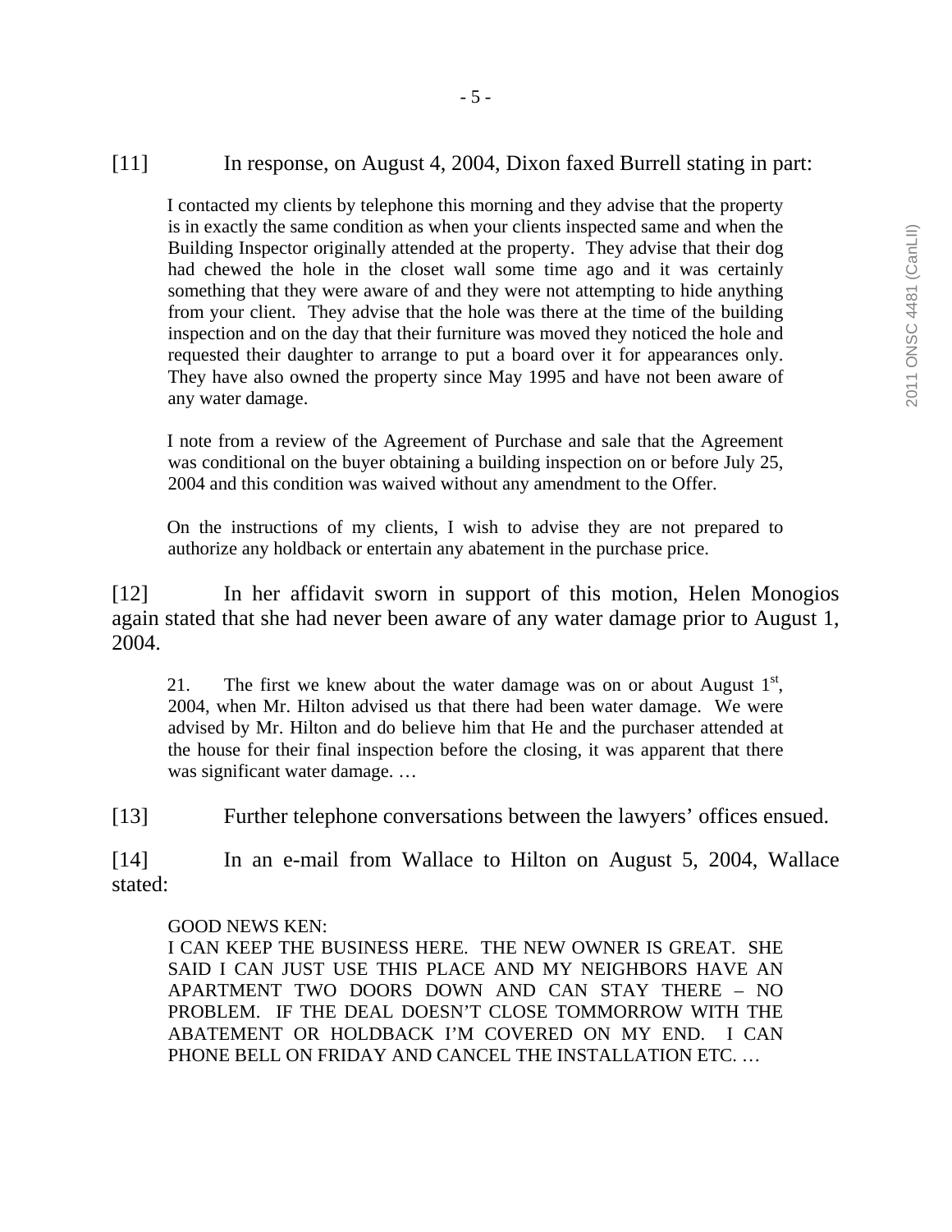[11] In response, on August 4, 2004, Dixon faxed Burrell stating in part:

> I contacted my clients by telephone this morning and they advise that the property is in exactly the same condition as when your clients inspected same and when the Building Inspector originally attended at the property. They advise that their dog had chewed the hole in the closet wall some time ago and it was certainly something that they were aware of and they were not attempting to hide anything from your client. They advise that the hole was there at the time of the building inspection and on the day that their furniture was moved they noticed the hole and requested their daughter to arrange to put a board over it for appearances only. They have also owned the property since May 1995 and have not been aware of any water damage.
>
> I note from a review of the Agreement of Purchase and sale that the Agreement was conditional on the buyer obtaining a building inspection on or before July 25, 2004 and this condition was waived without any amendment to the Offer.
>
> On the instructions of my clients, I wish to advise they are not prepared to authorize any holdback or entertain any abatement in the purchase price.

[12] In her affidavit sworn in support of this motion, Helen Monogios again stated that she had never been aware of any water damage prior to August 1, 2004.

> 21. The first we knew about the water damage was on or about August 1st, 2004, when Mr. Hilton advised us that there had been water damage. We were advised by Mr. Hilton and do believe him that He and the purchaser attended at the house for their final inspection before the closing, it was apparent that there was significant water damage. …

[13] Further telephone conversations between the lawyers' offices ensued.

[14] In an e-mail from Wallace to Hilton on August 5, 2004, Wallace stated:

> GOOD NEWS KEN:
> I CAN KEEP THE BUSINESS HERE. THE NEW OWNER IS GREAT. SHE SAID I CAN JUST USE THIS PLACE AND MY NEIGHBORS HAVE AN APARTMENT TWO DOORS DOWN AND CAN STAY THERE – NO PROBLEM. IF THE DEAL DOESN'T CLOSE TOMMORROW WITH THE ABATEMENT OR HOLDBACK I'M COVERED ON MY END. I CAN PHONE BELL ON FRIDAY AND CANCEL THE INSTALLATION ETC. …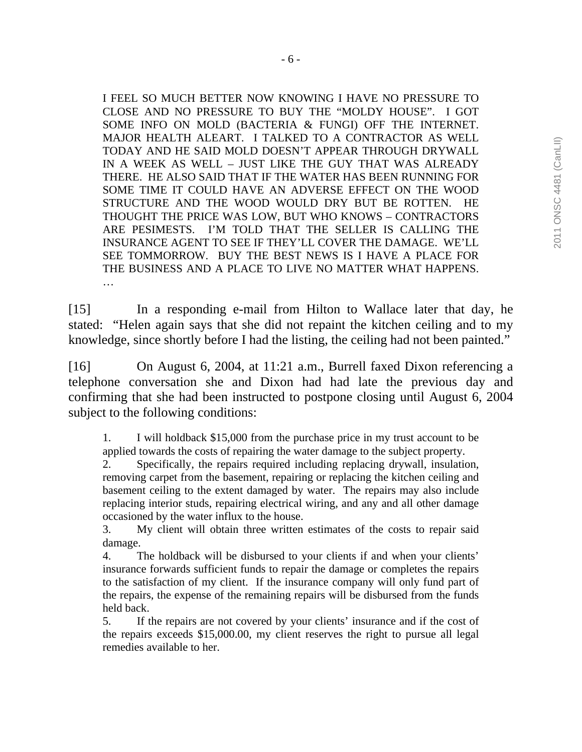I FEEL SO MUCH BETTER NOW KNOWING I HAVE NO PRESSURE TO CLOSE AND NO PRESSURE TO BUY THE "MOLDY HOUSE". I GOT SOME INFO ON MOLD (BACTERIA & FUNGI) OFF THE INTERNET. MAJOR HEALTH ALEART. I TALKED TO A CONTRACTOR AS WELL TODAY AND HE SAID MOLD DOESN'T APPEAR THROUGH DRYWALL IN A WEEK AS WELL – JUST LIKE THE GUY THAT WAS ALREADY THERE. HE ALSO SAID THAT IF THE WATER HAS BEEN RUNNING FOR SOME TIME IT COULD HAVE AN ADVERSE EFFECT ON THE WOOD STRUCTURE AND THE WOOD WOULD DRY BUT BE ROTTEN. HE THOUGHT THE PRICE WAS LOW, BUT WHO KNOWS – CONTRACTORS ARE PESIMESTS. I'M TOLD THAT THE SELLER IS CALLING THE INSURANCE AGENT TO SEE IF THEY'LL COVER THE DAMAGE. WE'LL SEE TOMMORROW. BUY THE BEST NEWS IS I HAVE A PLACE FOR THE BUSINESS AND A PLACE TO LIVE NO MATTER WHAT HAPPENS. …

[15] In a responding e-mail from Hilton to Wallace later that day, he stated: "Helen again says that she did not repaint the kitchen ceiling and to my knowledge, since shortly before I had the listing, the ceiling had not been painted."

[16] On August 6, 2004, at 11:21 a.m., Burrell faxed Dixon referencing a telephone conversation she and Dixon had had late the previous day and confirming that she had been instructed to postpone closing until August 6, 2004 subject to the following conditions:

1. I will holdback $15,000 from the purchase price in my trust account to be applied towards the costs of repairing the water damage to the subject property.
2. Specifically, the repairs required including replacing drywall, insulation, removing carpet from the basement, repairing or replacing the kitchen ceiling and basement ceiling to the extent damaged by water. The repairs may also include replacing interior studs, repairing electrical wiring, and any and all other damage occasioned by the water influx to the house.
3. My client will obtain three written estimates of the costs to repair said damage.
4. The holdback will be disbursed to your clients if and when your clients' insurance forwards sufficient funds to repair the damage or completes the repairs to the satisfaction of my client. If the insurance company will only fund part of the repairs, the expense of the remaining repairs will be disbursed from the funds held back.
5. If the repairs are not covered by your clients' insurance and if the cost of the repairs exceeds $15,000.00, my client reserves the right to pursue all legal remedies available to her.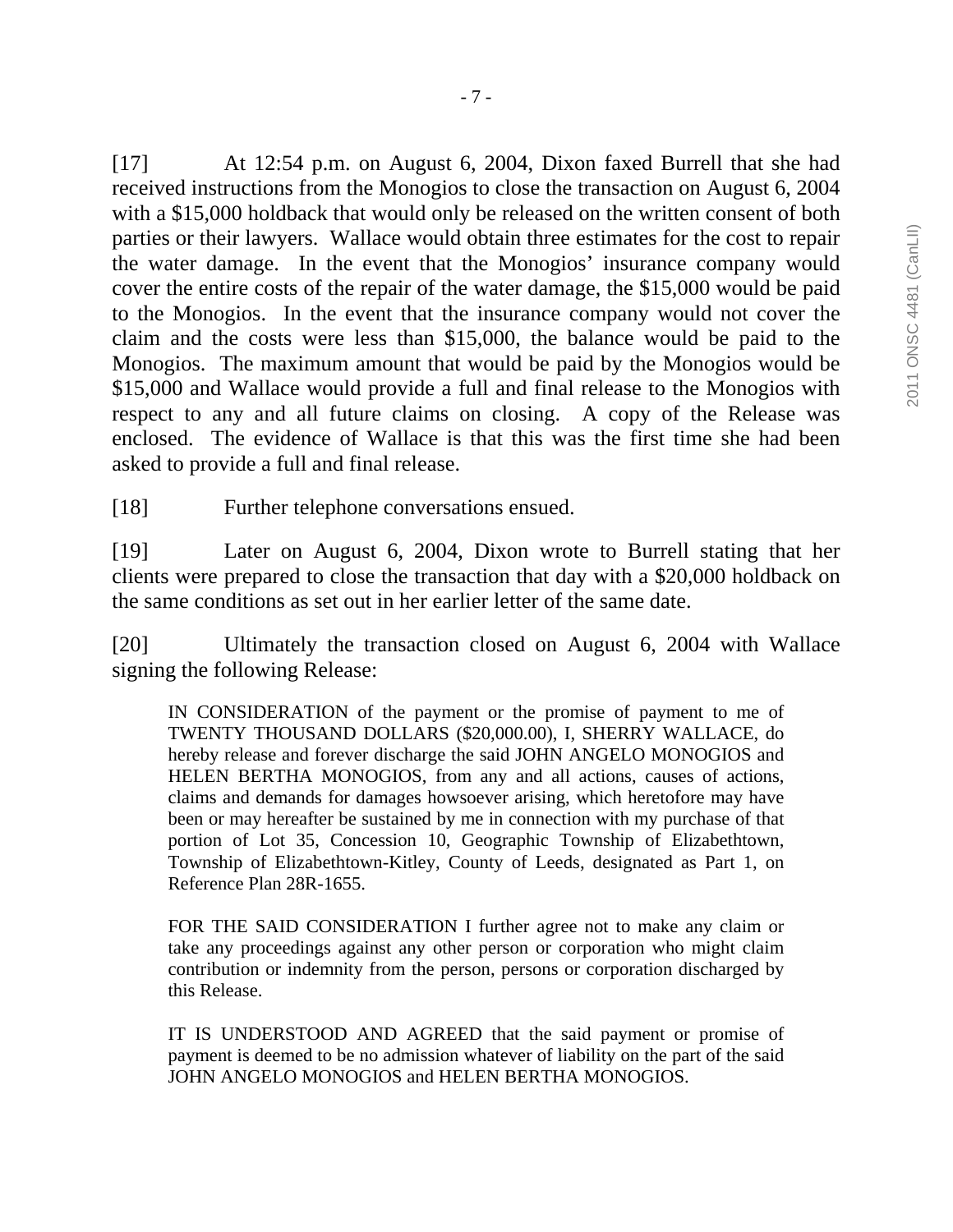[17] At 12:54 p.m. on August 6, 2004, Dixon faxed Burrell that she had received instructions from the Monogios to close the transaction on August 6, 2004 with a $15,000 holdback that would only be released on the written consent of both parties or their lawyers. Wallace would obtain three estimates for the cost to repair the water damage. In the event that the Monogios' insurance company would cover the entire costs of the repair of the water damage, the $15,000 would be paid to the Monogios. In the event that the insurance company would not cover the claim and the costs were less than $15,000, the balance would be paid to the Monogios. The maximum amount that would be paid by the Monogios would be $15,000 and Wallace would provide a full and final release to the Monogios with respect to any and all future claims on closing. A copy of the Release was enclosed. The evidence of Wallace is that this was the first time she had been asked to provide a full and final release.

[18] Further telephone conversations ensued.

[19] Later on August 6, 2004, Dixon wrote to Burrell stating that her clients were prepared to close the transaction that day with a $20,000 holdback on the same conditions as set out in her earlier letter of the same date.

[20] Ultimately the transaction closed on August 6, 2004 with Wallace signing the following Release:

> IN CONSIDERATION of the payment or the promise of payment to me of TWENTY THOUSAND DOLLARS ($20,000.00), I, SHERRY WALLACE, do hereby release and forever discharge the said JOHN ANGELO MONOGIOS and HELEN BERTHA MONOGIOS, from any and all actions, causes of actions, claims and demands for damages howsoever arising, which heretofore may have been or may hereafter be sustained by me in connection with my purchase of that portion of Lot 35, Concession 10, Geographic Township of Elizabethtown, Township of Elizabethtown-Kitley, County of Leeds, designated as Part 1, on Reference Plan 28R-1655.
>
> FOR THE SAID CONSIDERATION I further agree not to make any claim or take any proceedings against any other person or corporation who might claim contribution or indemnity from the person, persons or corporation discharged by this Release.
>
> IT IS UNDERSTOOD AND AGREED that the said payment or promise of payment is deemed to be no admission whatever of liability on the part of the said JOHN ANGELO MONOGIOS and HELEN BERTHA MONOGIOS.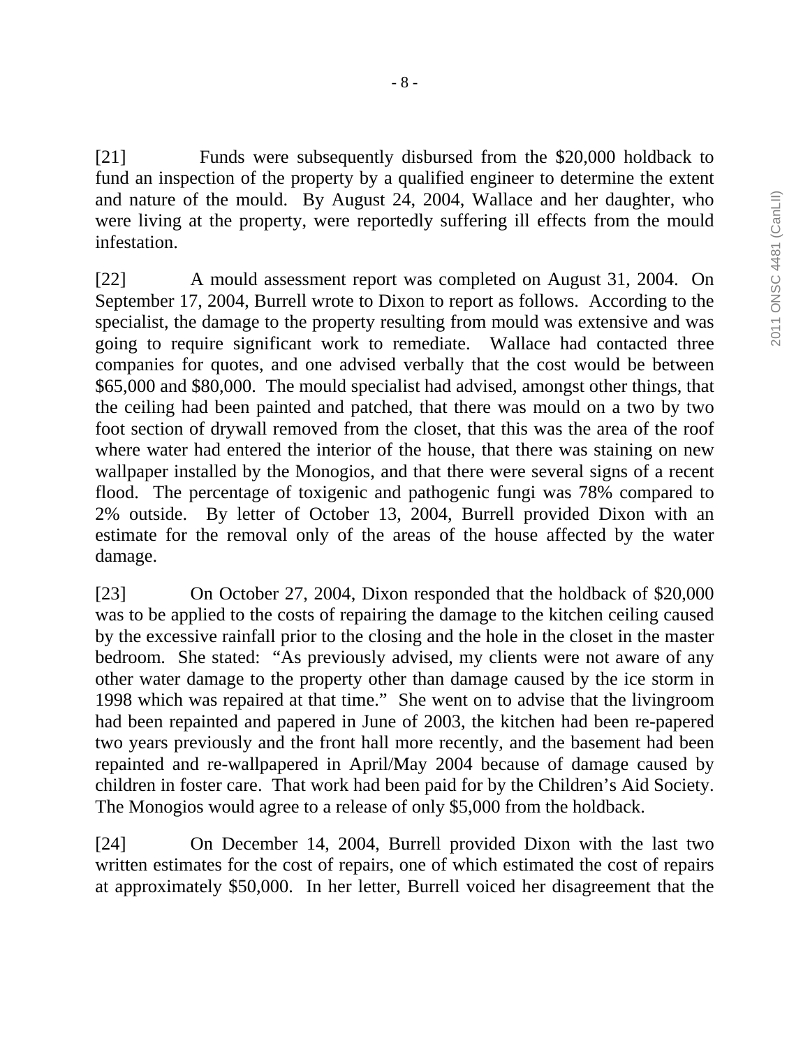[21] Funds were subsequently disbursed from the $20,000 holdback to fund an inspection of the property by a qualified engineer to determine the extent and nature of the mould. By August 24, 2004, Wallace and her daughter, who were living at the property, were reportedly suffering ill effects from the mould infestation.

[22] A mould assessment report was completed on August 31, 2004. On September 17, 2004, Burrell wrote to Dixon to report as follows. According to the specialist, the damage to the property resulting from mould was extensive and was going to require significant work to remediate. Wallace had contacted three companies for quotes, and one advised verbally that the cost would be between $65,000 and $80,000. The mould specialist had advised, amongst other things, that the ceiling had been painted and patched, that there was mould on a two by two foot section of drywall removed from the closet, that this was the area of the roof where water had entered the interior of the house, that there was staining on new wallpaper installed by the Monogios, and that there were several signs of a recent flood. The percentage of toxigenic and pathogenic fungi was 78% compared to 2% outside. By letter of October 13, 2004, Burrell provided Dixon with an estimate for the removal only of the areas of the house affected by the water damage.

[23] On October 27, 2004, Dixon responded that the holdback of $20,000 was to be applied to the costs of repairing the damage to the kitchen ceiling caused by the excessive rainfall prior to the closing and the hole in the closet in the master bedroom. She stated: "As previously advised, my clients were not aware of any other water damage to the property other than damage caused by the ice storm in 1998 which was repaired at that time." She went on to advise that the livingroom had been repainted and papered in June of 2003, the kitchen had been re-papered two years previously and the front hall more recently, and the basement had been repainted and re-wallpapered in April/May 2004 because of damage caused by children in foster care. That work had been paid for by the Children's Aid Society. The Monogios would agree to a release of only $5,000 from the holdback.

[24] On December 14, 2004, Burrell provided Dixon with the last two written estimates for the cost of repairs, one of which estimated the cost of repairs at approximately $50,000. In her letter, Burrell voiced her disagreement that the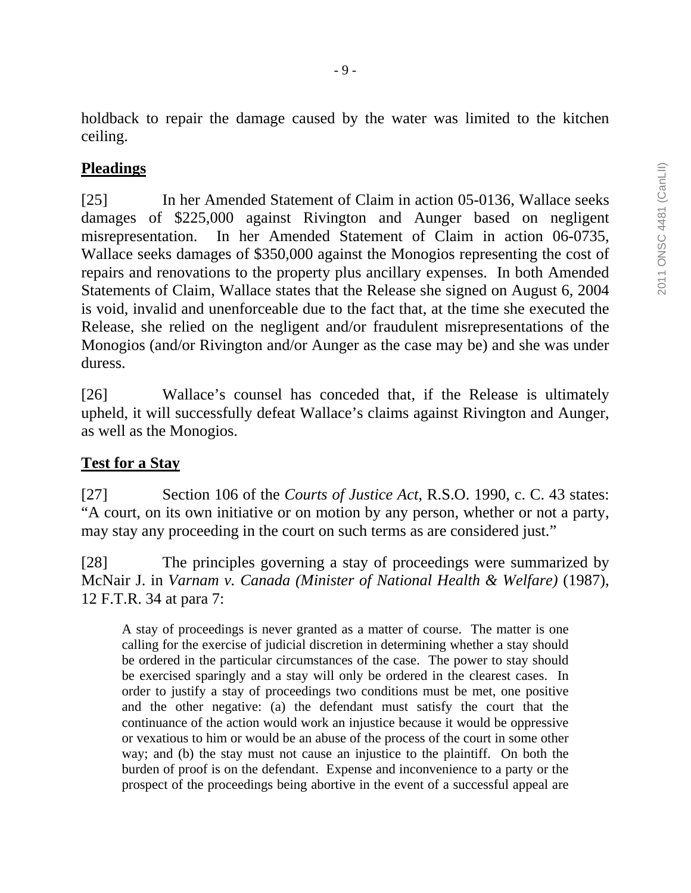holdback to repair the damage caused by the water was limited to the kitchen ceiling.

**Pleadings**

[25] In her Amended Statement of Claim in action 05-0136, Wallace seeks damages of $225,000 against Rivington and Aunger based on negligent misrepresentation. In her Amended Statement of Claim in action 06-0735, Wallace seeks damages of $350,000 against the Monogios representing the cost of repairs and renovations to the property plus ancillary expenses. In both Amended Statements of Claim, Wallace states that the Release she signed on August 6, 2004 is void, invalid and unenforceable due to the fact that, at the time she executed the Release, she relied on the negligent and/or fraudulent misrepresentations of the Monogios (and/or Rivington and/or Aunger as the case may be) and she was under duress.

[26] Wallace's counsel has conceded that, if the Release is ultimately upheld, it will successfully defeat Wallace's claims against Rivington and Aunger, as well as the Monogios.

**Test for a Stay**

[27] Section 106 of the *Courts of Justice Act*, R.S.O. 1990, c. C. 43 states: "A court, on its own initiative or on motion by any person, whether or not a party, may stay any proceeding in the court on such terms as are considered just."

[28] The principles governing a stay of proceedings were summarized by McNair J. in *Varnam v. Canada (Minister of National Health & Welfare)* (1987), 12 F.T.R. 34 at para 7:

> A stay of proceedings is never granted as a matter of course. The matter is one calling for the exercise of judicial discretion in determining whether a stay should be ordered in the particular circumstances of the case. The power to stay should be exercised sparingly and a stay will only be ordered in the clearest cases. In order to justify a stay of proceedings two conditions must be met, one positive and the other negative: (a) the defendant must satisfy the court that the continuance of the action would work an injustice because it would be oppressive or vexatious to him or would be an abuse of the process of the court in some other way; and (b) the stay must not cause an injustice to the plaintiff. On both the burden of proof is on the defendant. Expense and inconvenience to a party or the prospect of the proceedings being abortive in the event of a successful appeal are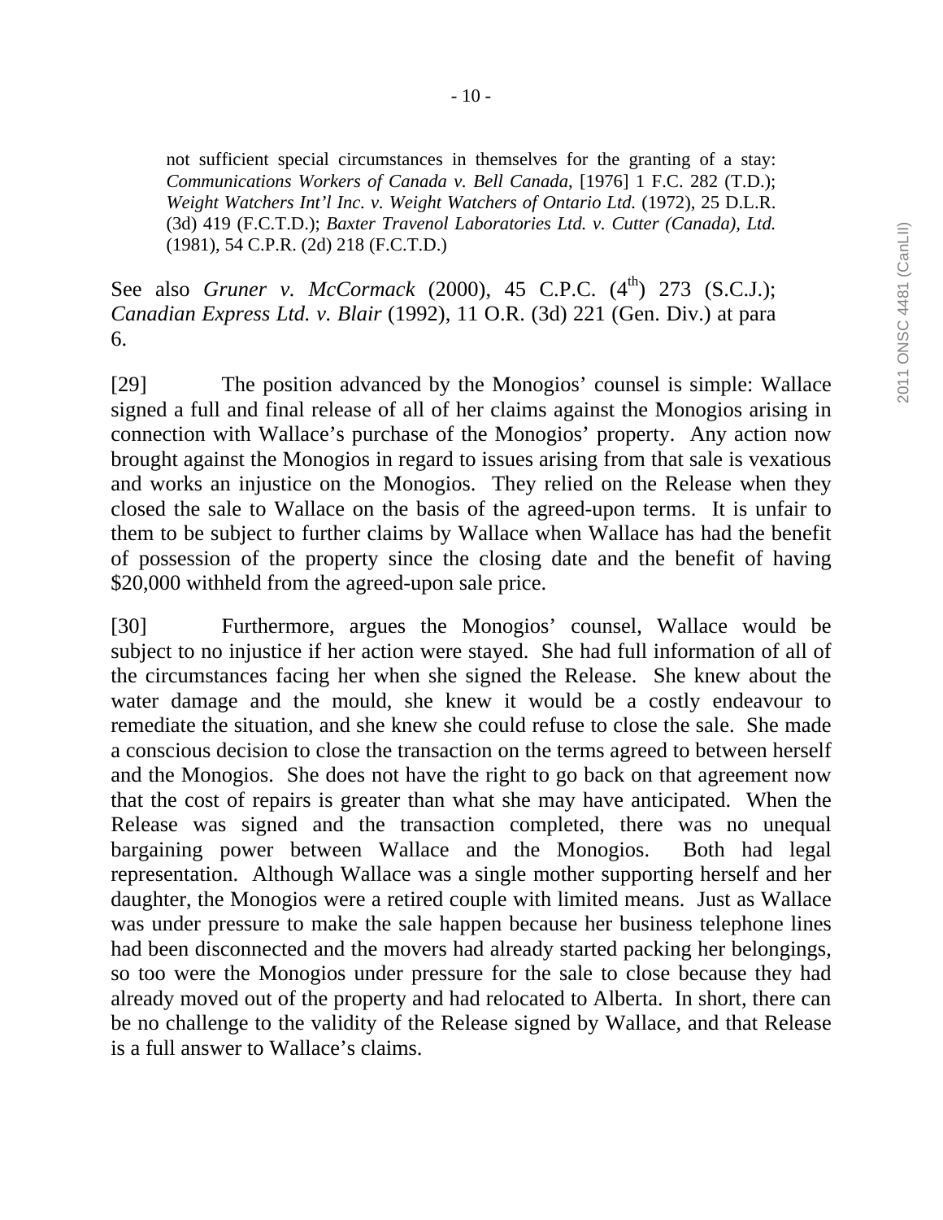> not sufficient special circumstances in themselves for the granting of a stay: *Communications Workers of Canada v. Bell Canada*, [1976] 1 F.C. 282 (T.D.); *Weight Watchers Int'l Inc. v. Weight Watchers of Ontario Ltd.* (1972), 25 D.L.R. (3d) 419 (F.C.T.D.); *Baxter Travenol Laboratories Ltd. v. Cutter (Canada), Ltd.* (1981), 54 C.P.R. (2d) 218 (F.C.T.D.)

See also *Gruner v. McCormack* (2000), 45 C.P.C. (4th) 273 (S.C.J.); *Canadian Express Ltd. v. Blair* (1992), 11 O.R. (3d) 221 (Gen. Div.) at para 6.

[29] The position advanced by the Monogios' counsel is simple: Wallace signed a full and final release of all of her claims against the Monogios arising in connection with Wallace's purchase of the Monogios' property. Any action now brought against the Monogios in regard to issues arising from that sale is vexatious and works an injustice on the Monogios. They relied on the Release when they closed the sale to Wallace on the basis of the agreed-upon terms. It is unfair to them to be subject to further claims by Wallace when Wallace has had the benefit of possession of the property since the closing date and the benefit of having $20,000 withheld from the agreed-upon sale price.

[30] Furthermore, argues the Monogios' counsel, Wallace would be subject to no injustice if her action were stayed. She had full information of all of the circumstances facing her when she signed the Release. She knew about the water damage and the mould, she knew it would be a costly endeavour to remediate the situation, and she knew she could refuse to close the sale. She made a conscious decision to close the transaction on the terms agreed to between herself and the Monogios. She does not have the right to go back on that agreement now that the cost of repairs is greater than what she may have anticipated. When the Release was signed and the transaction completed, there was no unequal bargaining power between Wallace and the Monogios. Both had legal representation. Although Wallace was a single mother supporting herself and her daughter, the Monogios were a retired couple with limited means. Just as Wallace was under pressure to make the sale happen because her business telephone lines had been disconnected and the movers had already started packing her belongings, so too were the Monogios under pressure for the sale to close because they had already moved out of the property and had relocated to Alberta. In short, there can be no challenge to the validity of the Release signed by Wallace, and that Release is a full answer to Wallace's claims.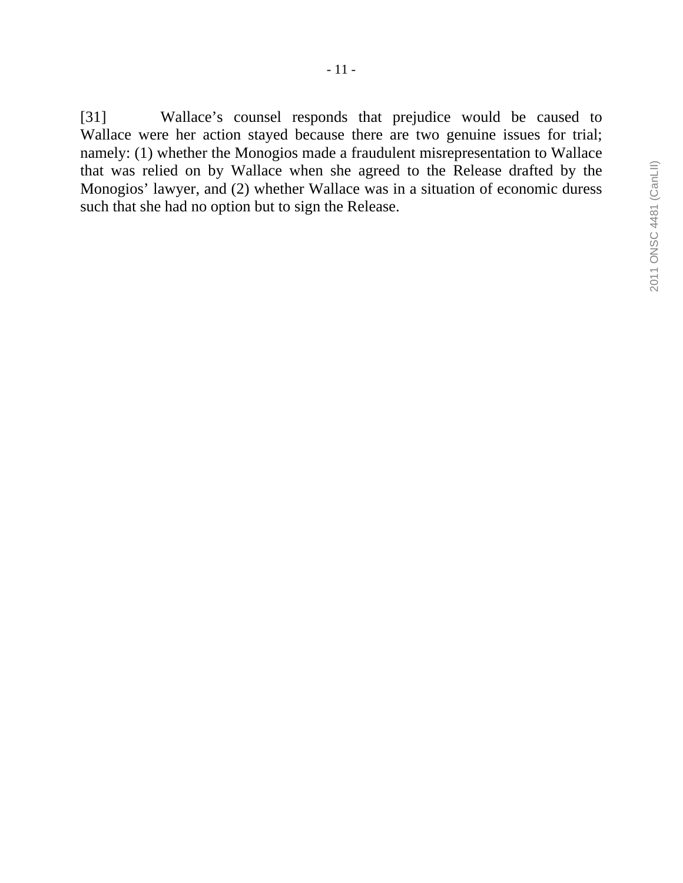[31] Wallace's counsel responds that prejudice would be caused to Wallace were her action stayed because there are two genuine issues for trial; namely: (1) whether the Monogios made a fraudulent misrepresentation to Wallace that was relied on by Wallace when she agreed to the Release drafted by the Monogios' lawyer, and (2) whether Wallace was in a situation of economic duress such that she had no option but to sign the Release.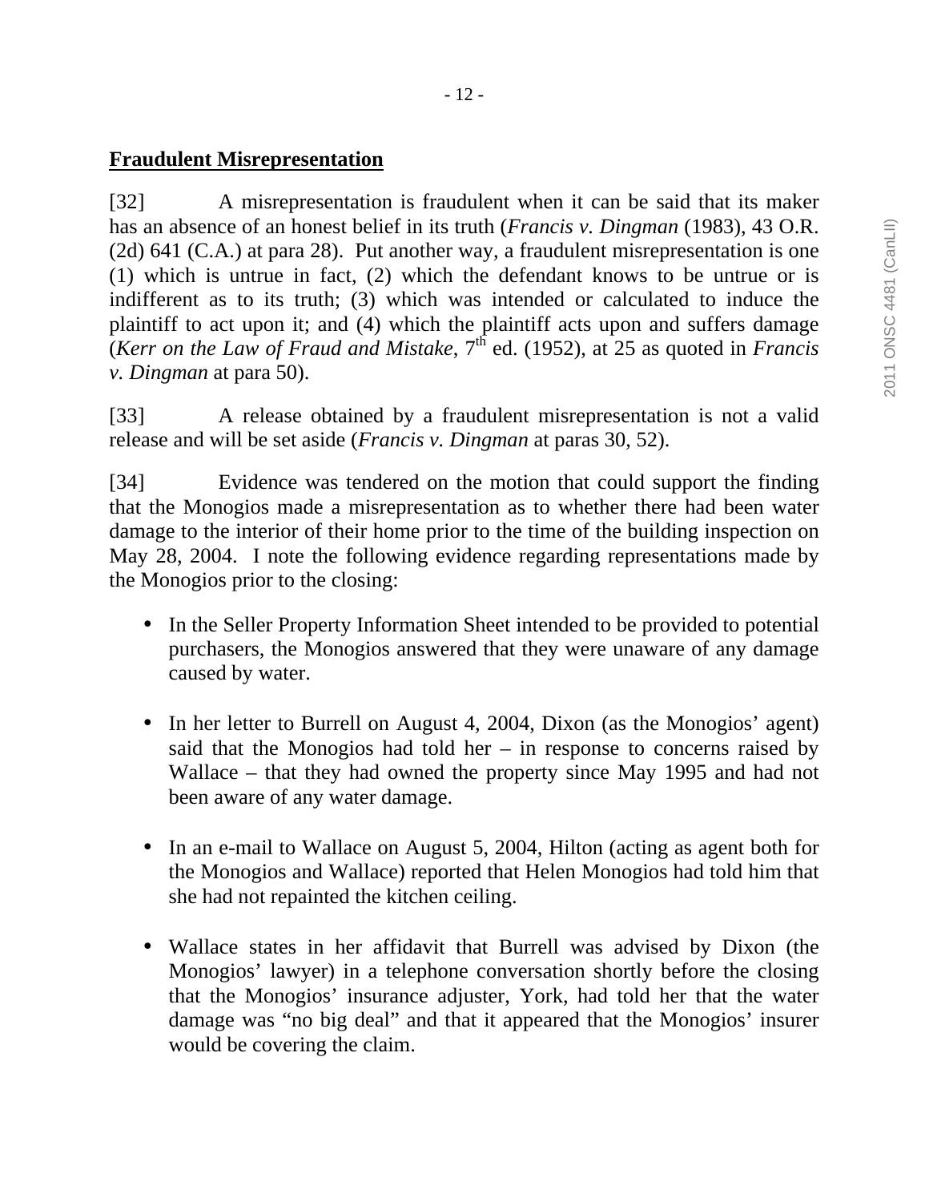**Fraudulent Misrepresentation**

[32] A misrepresentation is fraudulent when it can be said that its maker has an absence of an honest belief in its truth (*Francis v. Dingman* (1983), 43 O.R. (2d) 641 (C.A.) at para 28). Put another way, a fraudulent misrepresentation is one (1) which is untrue in fact, (2) which the defendant knows to be untrue or is indifferent as to its truth; (3) which was intended or calculated to induce the plaintiff to act upon it; and (4) which the plaintiff acts upon and suffers damage (*Kerr on the Law of Fraud and Mistake*, 7th ed. (1952), at 25 as quoted in *Francis v. Dingman* at para 50).

[33] A release obtained by a fraudulent misrepresentation is not a valid release and will be set aside (*Francis v. Dingman* at paras 30, 52).

[34] Evidence was tendered on the motion that could support the finding that the Monogios made a misrepresentation as to whether there had been water damage to the interior of their home prior to the time of the building inspection on May 28, 2004. I note the following evidence regarding representations made by the Monogios prior to the closing:

- In the Seller Property Information Sheet intended to be provided to potential purchasers, the Monogios answered that they were unaware of any damage caused by water.

- In her letter to Burrell on August 4, 2004, Dixon (as the Monogios' agent) said that the Monogios had told her – in response to concerns raised by Wallace – that they had owned the property since May 1995 and had not been aware of any water damage.

- In an e-mail to Wallace on August 5, 2004, Hilton (acting as agent both for the Monogios and Wallace) reported that Helen Monogios had told him that she had not repainted the kitchen ceiling.

- Wallace states in her affidavit that Burrell was advised by Dixon (the Monogios' lawyer) in a telephone conversation shortly before the closing that the Monogios' insurance adjuster, York, had told her that the water damage was "no big deal" and that it appeared that the Monogios' insurer would be covering the claim.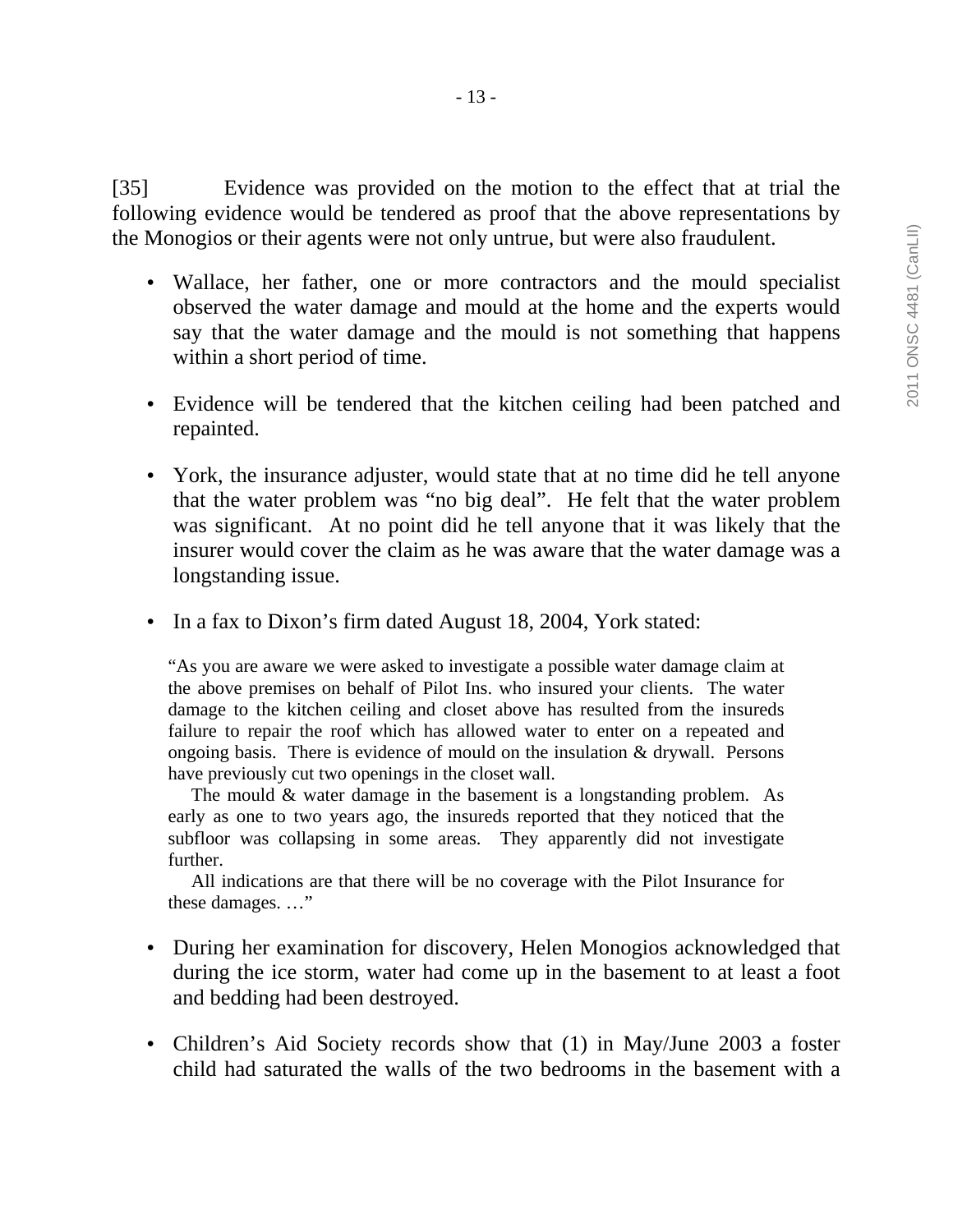[35] Evidence was provided on the motion to the effect that at trial the following evidence would be tendered as proof that the above representations by the Monogios or their agents were not only untrue, but were also fraudulent.

- Wallace, her father, one or more contractors and the mould specialist observed the water damage and mould at the home and the experts would say that the water damage and the mould is not something that happens within a short period of time.

- Evidence will be tendered that the kitchen ceiling had been patched and repainted.

- York, the insurance adjuster, would state that at no time did he tell anyone that the water problem was "no big deal". He felt that the water problem was significant. At no point did he tell anyone that it was likely that the insurer would cover the claim as he was aware that the water damage was a longstanding issue.

- In a fax to Dixon's firm dated August 18, 2004, York stated:

> "As you are aware we were asked to investigate a possible water damage claim at the above premises on behalf of Pilot Ins. who insured your clients. The water damage to the kitchen ceiling and closet above has resulted from the insureds failure to repair the roof which has allowed water to enter on a repeated and ongoing basis. There is evidence of mould on the insulation & drywall. Persons have previously cut two openings in the closet wall.
>
> The mould & water damage in the basement is a longstanding problem. As early as one to two years ago, the insureds reported that they noticed that the subfloor was collapsing in some areas. They apparently did not investigate further.
>
> All indications are that there will be no coverage with the Pilot Insurance for these damages. …"

- During her examination for discovery, Helen Monogios acknowledged that during the ice storm, water had come up in the basement to at least a foot and bedding had been destroyed.

- Children's Aid Society records show that (1) in May/June 2003 a foster child had saturated the walls of the two bedrooms in the basement with a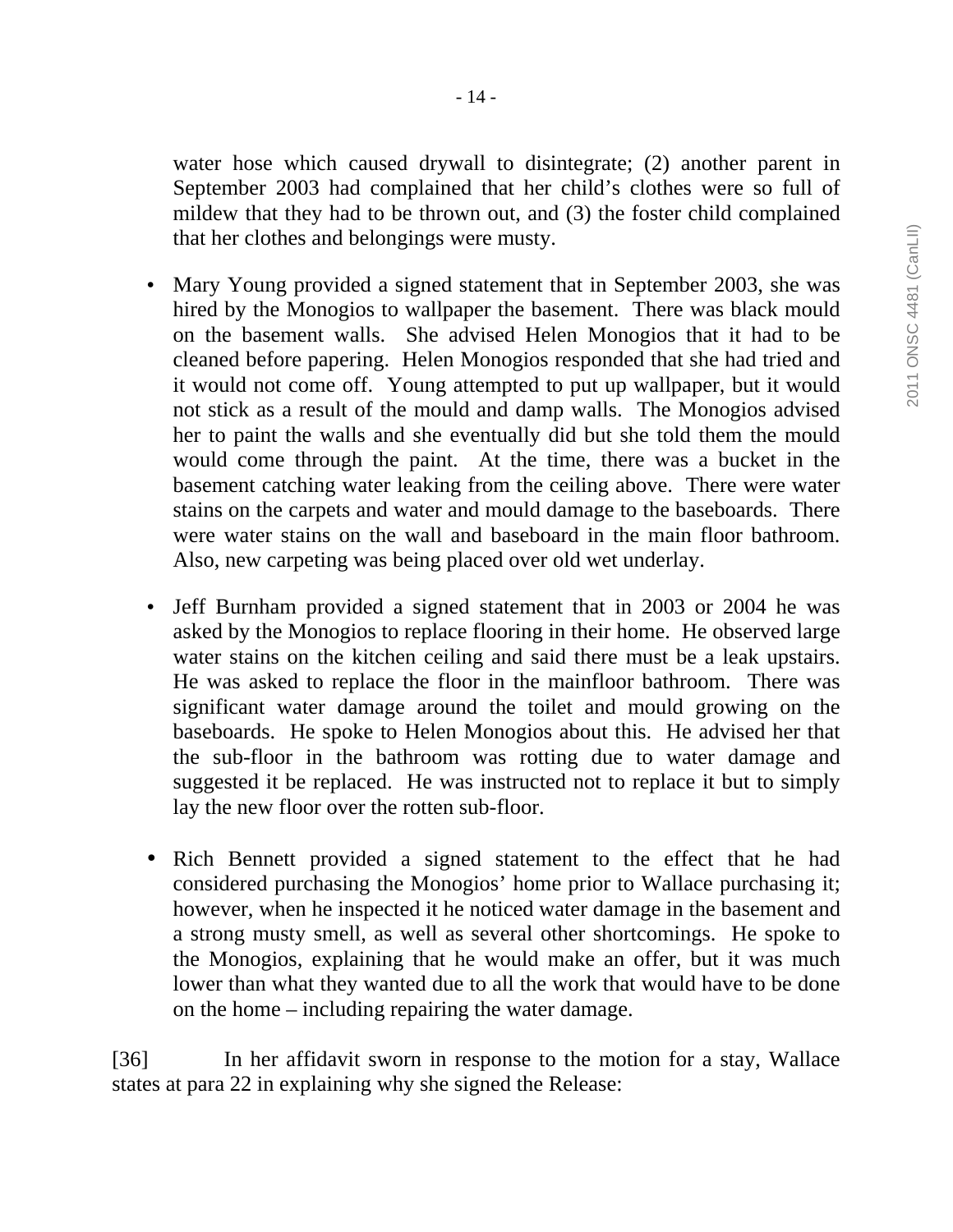water hose which caused drywall to disintegrate; (2) another parent in September 2003 had complained that her child's clothes were so full of mildew that they had to be thrown out, and (3) the foster child complained that her clothes and belongings were musty.

- Mary Young provided a signed statement that in September 2003, she was hired by the Monogios to wallpaper the basement. There was black mould on the basement walls. She advised Helen Monogios that it had to be cleaned before papering. Helen Monogios responded that she had tried and it would not come off. Young attempted to put up wallpaper, but it would not stick as a result of the mould and damp walls. The Monogios advised her to paint the walls and she eventually did but she told them the mould would come through the paint. At the time, there was a bucket in the basement catching water leaking from the ceiling above. There were water stains on the carpets and water and mould damage to the baseboards. There were water stains on the wall and baseboard in the main floor bathroom. Also, new carpeting was being placed over old wet underlay.

- Jeff Burnham provided a signed statement that in 2003 or 2004 he was asked by the Monogios to replace flooring in their home. He observed large water stains on the kitchen ceiling and said there must be a leak upstairs. He was asked to replace the floor in the mainfloor bathroom. There was significant water damage around the toilet and mould growing on the baseboards. He spoke to Helen Monogios about this. He advised her that the sub-floor in the bathroom was rotting due to water damage and suggested it be replaced. He was instructed not to replace it but to simply lay the new floor over the rotten sub-floor.

- Rich Bennett provided a signed statement to the effect that he had considered purchasing the Monogios' home prior to Wallace purchasing it; however, when he inspected it he noticed water damage in the basement and a strong musty smell, as well as several other shortcomings. He spoke to the Monogios, explaining that he would make an offer, but it was much lower than what they wanted due to all the work that would have to be done on the home – including repairing the water damage.

[36] In her affidavit sworn in response to the motion for a stay, Wallace states at para 22 in explaining why she signed the Release: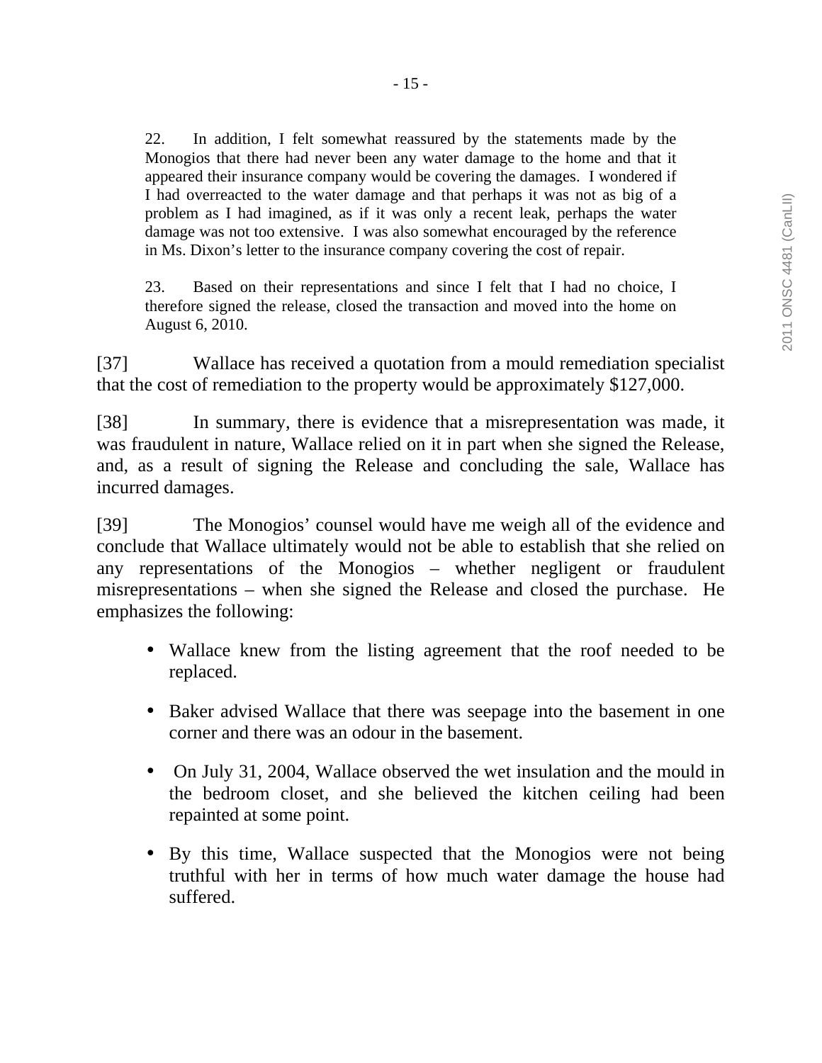> 22. In addition, I felt somewhat reassured by the statements made by the Monogios that there had never been any water damage to the home and that it appeared their insurance company would be covering the damages. I wondered if I had overreacted to the water damage and that perhaps it was not as big of a problem as I had imagined, as if it was only a recent leak, perhaps the water damage was not too extensive. I was also somewhat encouraged by the reference in Ms. Dixon's letter to the insurance company covering the cost of repair.
>
> 23. Based on their representations and since I felt that I had no choice, I therefore signed the release, closed the transaction and moved into the home on August 6, 2010.

[37] Wallace has received a quotation from a mould remediation specialist that the cost of remediation to the property would be approximately $127,000.

[38] In summary, there is evidence that a misrepresentation was made, it was fraudulent in nature, Wallace relied on it in part when she signed the Release, and, as a result of signing the Release and concluding the sale, Wallace has incurred damages.

[39] The Monogios' counsel would have me weigh all of the evidence and conclude that Wallace ultimately would not be able to establish that she relied on any representations of the Monogios – whether negligent or fraudulent misrepresentations – when she signed the Release and closed the purchase. He emphasizes the following:

- Wallace knew from the listing agreement that the roof needed to be replaced.
- Baker advised Wallace that there was seepage into the basement in one corner and there was an odour in the basement.
- On July 31, 2004, Wallace observed the wet insulation and the mould in the bedroom closet, and she believed the kitchen ceiling had been repainted at some point.
- By this time, Wallace suspected that the Monogios were not being truthful with her in terms of how much water damage the house had suffered.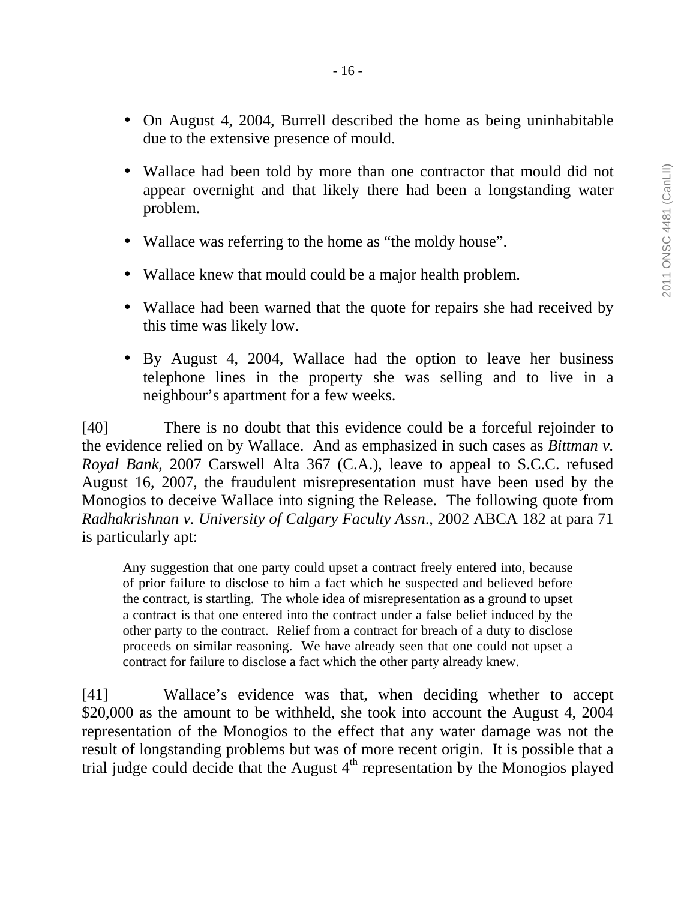- On August 4, 2004, Burrell described the home as being uninhabitable due to the extensive presence of mould.
- Wallace had been told by more than one contractor that mould did not appear overnight and that likely there had been a longstanding water problem.
- Wallace was referring to the home as "the moldy house".
- Wallace knew that mould could be a major health problem.
- Wallace had been warned that the quote for repairs she had received by this time was likely low.
- By August 4, 2004, Wallace had the option to leave her business telephone lines in the property she was selling and to live in a neighbour's apartment for a few weeks.

[40] There is no doubt that this evidence could be a forceful rejoinder to the evidence relied on by Wallace. And as emphasized in such cases as *Bittman v. Royal Bank*, 2007 Carswell Alta 367 (C.A.), leave to appeal to S.C.C. refused August 16, 2007, the fraudulent misrepresentation must have been used by the Monogios to deceive Wallace into signing the Release. The following quote from *Radhakrishnan v. University of Calgary Faculty Assn*., 2002 ABCA 182 at para 71 is particularly apt:

> Any suggestion that one party could upset a contract freely entered into, because of prior failure to disclose to him a fact which he suspected and believed before the contract, is startling. The whole idea of misrepresentation as a ground to upset a contract is that one entered into the contract under a false belief induced by the other party to the contract. Relief from a contract for breach of a duty to disclose proceeds on similar reasoning. We have already seen that one could not upset a contract for failure to disclose a fact which the other party already knew.

[41] Wallace's evidence was that, when deciding whether to accept \$20,000 as the amount to be withheld, she took into account the August 4, 2004 representation of the Monogios to the effect that any water damage was not the result of longstanding problems but was of more recent origin. It is possible that a trial judge could decide that the August 4th representation by the Monogios played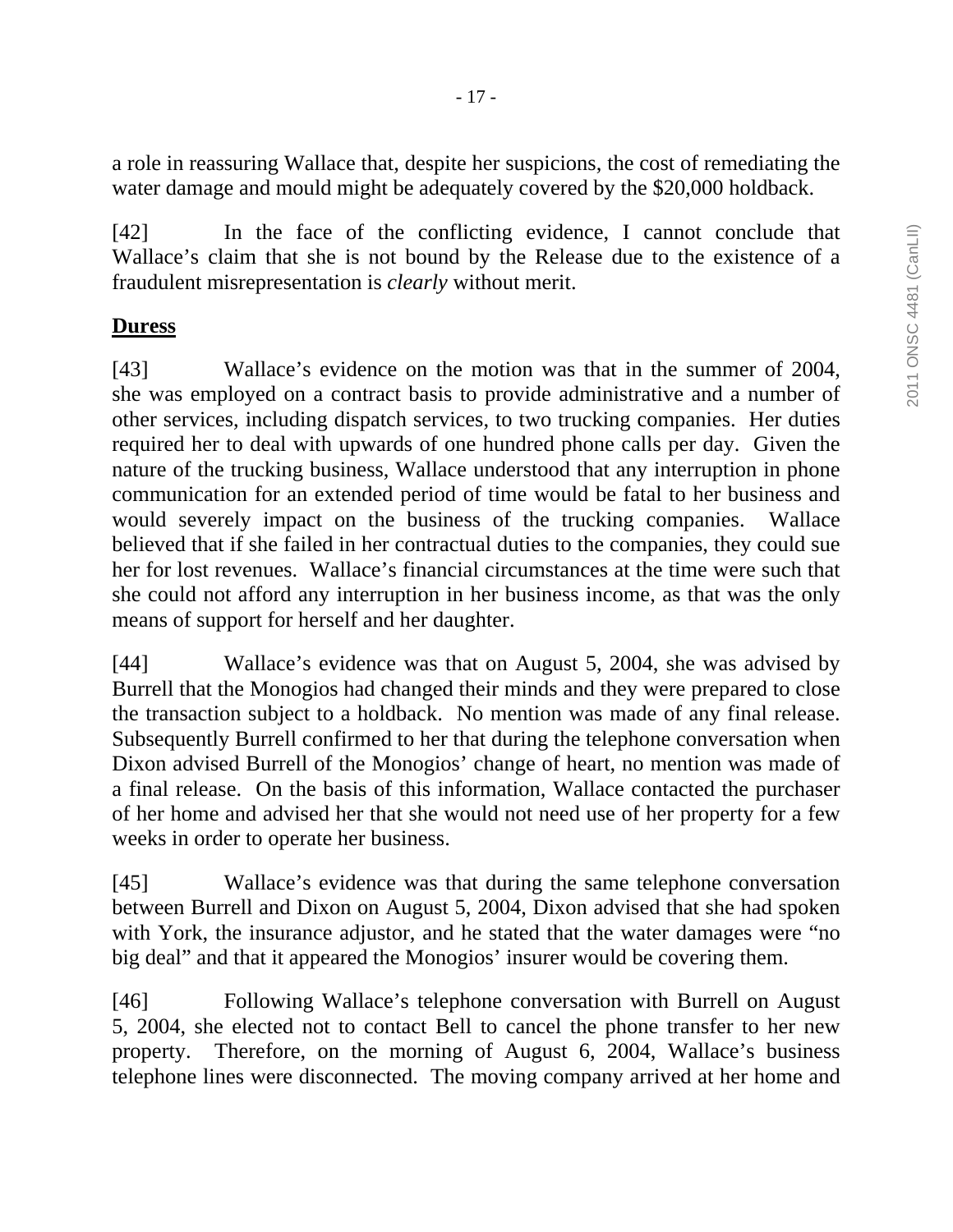a role in reassuring Wallace that, despite her suspicions, the cost of remediating the water damage and mould might be adequately covered by the $20,000 holdback.

[42] In the face of the conflicting evidence, I cannot conclude that Wallace's claim that she is not bound by the Release due to the existence of a fraudulent misrepresentation is *clearly* without merit.

**Duress**

[43] Wallace's evidence on the motion was that in the summer of 2004, she was employed on a contract basis to provide administrative and a number of other services, including dispatch services, to two trucking companies. Her duties required her to deal with upwards of one hundred phone calls per day. Given the nature of the trucking business, Wallace understood that any interruption in phone communication for an extended period of time would be fatal to her business and would severely impact on the business of the trucking companies. Wallace believed that if she failed in her contractual duties to the companies, they could sue her for lost revenues. Wallace's financial circumstances at the time were such that she could not afford any interruption in her business income, as that was the only means of support for herself and her daughter.

[44] Wallace's evidence was that on August 5, 2004, she was advised by Burrell that the Monogios had changed their minds and they were prepared to close the transaction subject to a holdback. No mention was made of any final release. Subsequently Burrell confirmed to her that during the telephone conversation when Dixon advised Burrell of the Monogios' change of heart, no mention was made of a final release. On the basis of this information, Wallace contacted the purchaser of her home and advised her that she would not need use of her property for a few weeks in order to operate her business.

[45] Wallace's evidence was that during the same telephone conversation between Burrell and Dixon on August 5, 2004, Dixon advised that she had spoken with York, the insurance adjustor, and he stated that the water damages were "no big deal" and that it appeared the Monogios' insurer would be covering them.

[46] Following Wallace's telephone conversation with Burrell on August 5, 2004, she elected not to contact Bell to cancel the phone transfer to her new property. Therefore, on the morning of August 6, 2004, Wallace's business telephone lines were disconnected. The moving company arrived at her home and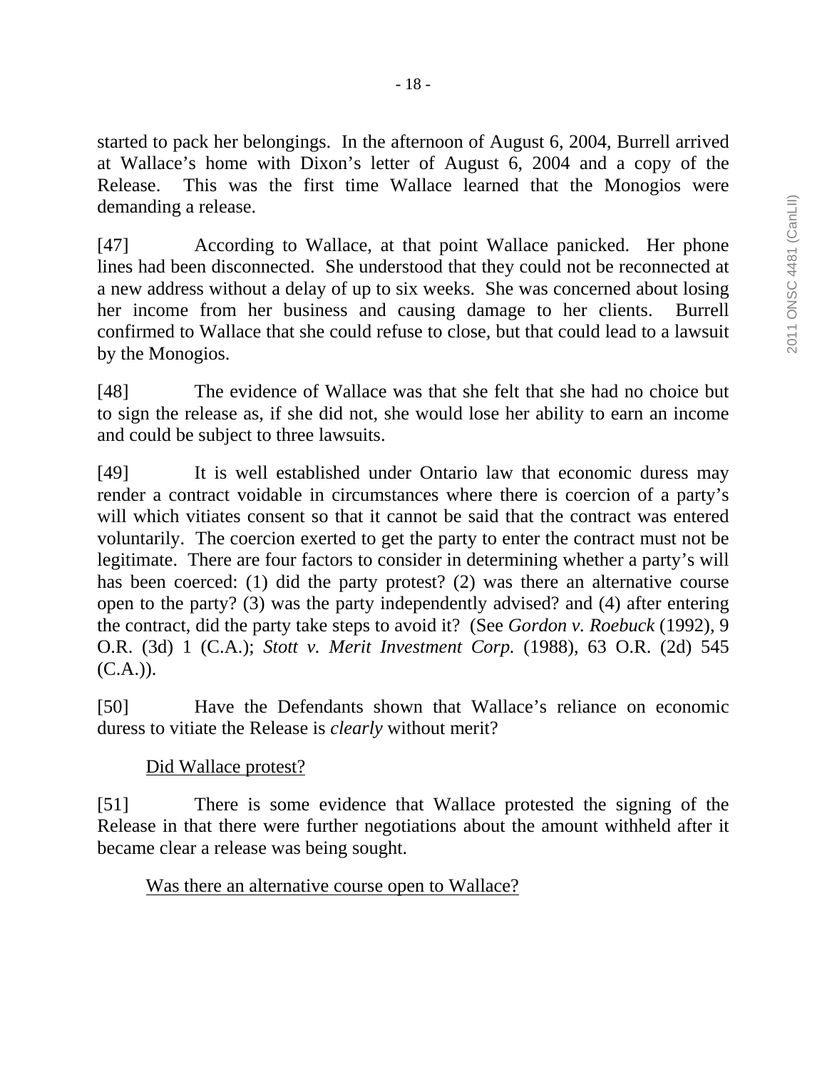started to pack her belongings. In the afternoon of August 6, 2004, Burrell arrived at Wallace's home with Dixon's letter of August 6, 2004 and a copy of the Release. This was the first time Wallace learned that the Monogios were demanding a release.

[47] According to Wallace, at that point Wallace panicked. Her phone lines had been disconnected. She understood that they could not be reconnected at a new address without a delay of up to six weeks. She was concerned about losing her income from her business and causing damage to her clients. Burrell confirmed to Wallace that she could refuse to close, but that could lead to a lawsuit by the Monogios.

[48] The evidence of Wallace was that she felt that she had no choice but to sign the release as, if she did not, she would lose her ability to earn an income and could be subject to three lawsuits.

[49] It is well established under Ontario law that economic duress may render a contract voidable in circumstances where there is coercion of a party's will which vitiates consent so that it cannot be said that the contract was entered voluntarily. The coercion exerted to get the party to enter the contract must not be legitimate. There are four factors to consider in determining whether a party's will has been coerced: (1) did the party protest? (2) was there an alternative course open to the party? (3) was the party independently advised? and (4) after entering the contract, did the party take steps to avoid it? (See *Gordon v. Roebuck* (1992), 9 O.R. (3d) 1 (C.A.); *Stott v. Merit Investment Corp.* (1988), 63 O.R. (2d) 545 (C.A.)).

[50] Have the Defendants shown that Wallace's reliance on economic duress to vitiate the Release is *clearly* without merit?

<u>Did Wallace protest?</u>

[51] There is some evidence that Wallace protested the signing of the Release in that there were further negotiations about the amount withheld after it became clear a release was being sought.

<u>Was there an alternative course open to Wallace?</u>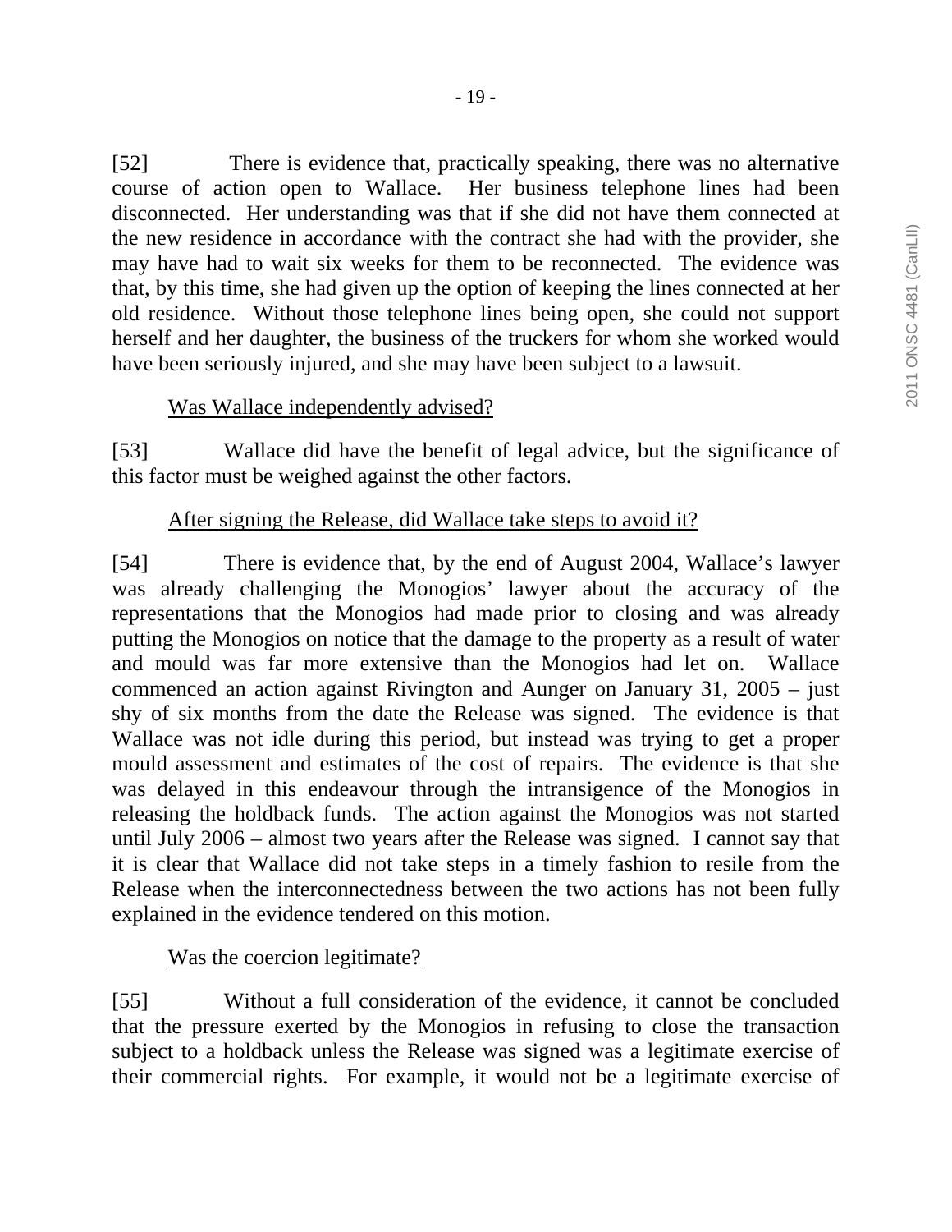[52] There is evidence that, practically speaking, there was no alternative course of action open to Wallace. Her business telephone lines had been disconnected. Her understanding was that if she did not have them connected at the new residence in accordance with the contract she had with the provider, she may have had to wait six weeks for them to be reconnected. The evidence was that, by this time, she had given up the option of keeping the lines connected at her old residence. Without those telephone lines being open, she could not support herself and her daughter, the business of the truckers for whom she worked would have been seriously injured, and she may have been subject to a lawsuit.

<u>Was Wallace independently advised?</u>

[53] Wallace did have the benefit of legal advice, but the significance of this factor must be weighed against the other factors.

<u>After signing the Release, did Wallace take steps to avoid it?</u>

[54] There is evidence that, by the end of August 2004, Wallace's lawyer was already challenging the Monogios' lawyer about the accuracy of the representations that the Monogios had made prior to closing and was already putting the Monogios on notice that the damage to the property as a result of water and mould was far more extensive than the Monogios had let on. Wallace commenced an action against Rivington and Aunger on January 31, 2005 – just shy of six months from the date the Release was signed. The evidence is that Wallace was not idle during this period, but instead was trying to get a proper mould assessment and estimates of the cost of repairs. The evidence is that she was delayed in this endeavour through the intransigence of the Monogios in releasing the holdback funds. The action against the Monogios was not started until July 2006 – almost two years after the Release was signed. I cannot say that it is clear that Wallace did not take steps in a timely fashion to resile from the Release when the interconnectedness between the two actions has not been fully explained in the evidence tendered on this motion.

<u>Was the coercion legitimate?</u>

[55] Without a full consideration of the evidence, it cannot be concluded that the pressure exerted by the Monogios in refusing to close the transaction subject to a holdback unless the Release was signed was a legitimate exercise of their commercial rights. For example, it would not be a legitimate exercise of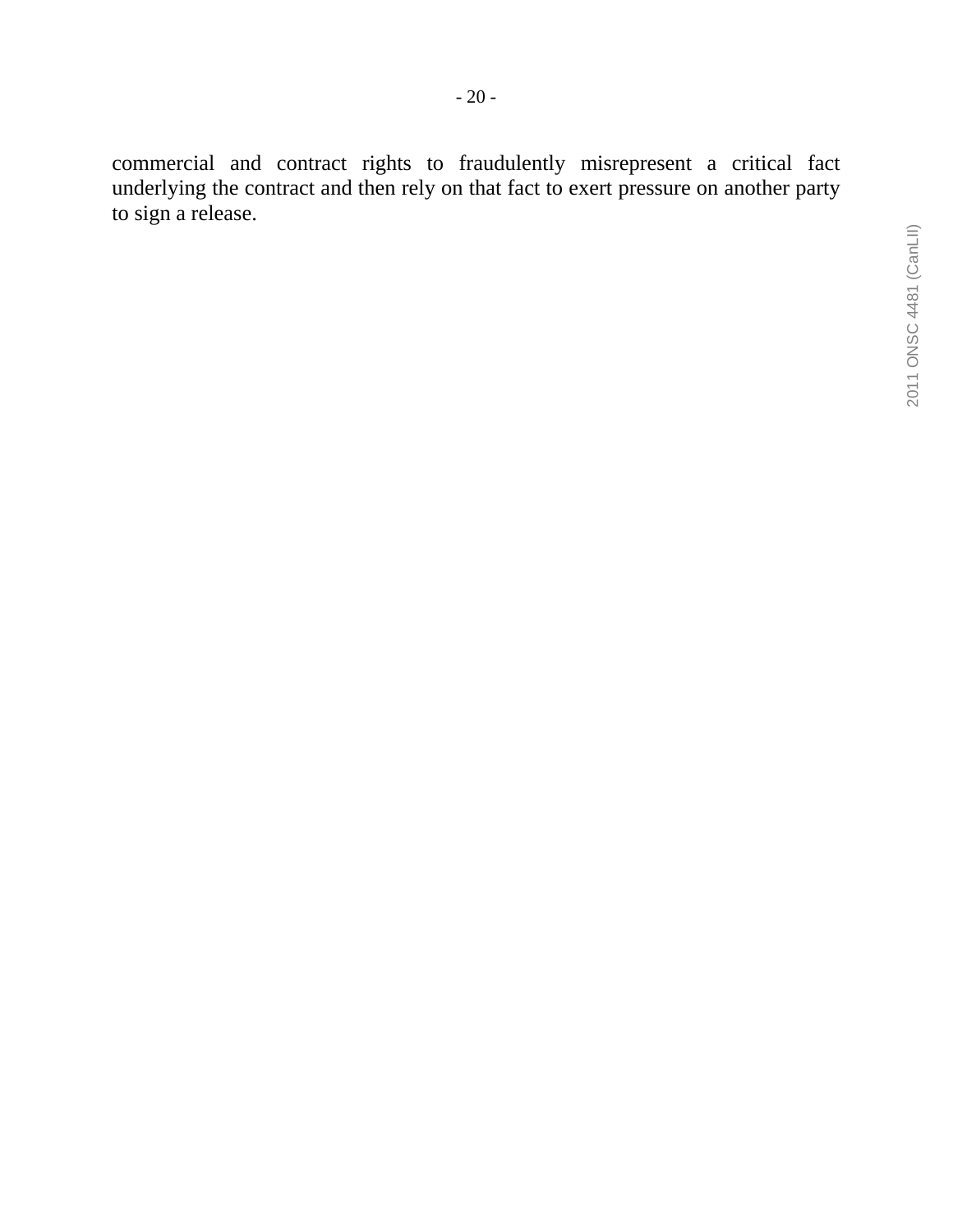commercial and contract rights to fraudulently misrepresent a critical fact underlying the contract and then rely on that fact to exert pressure on another party to sign a release.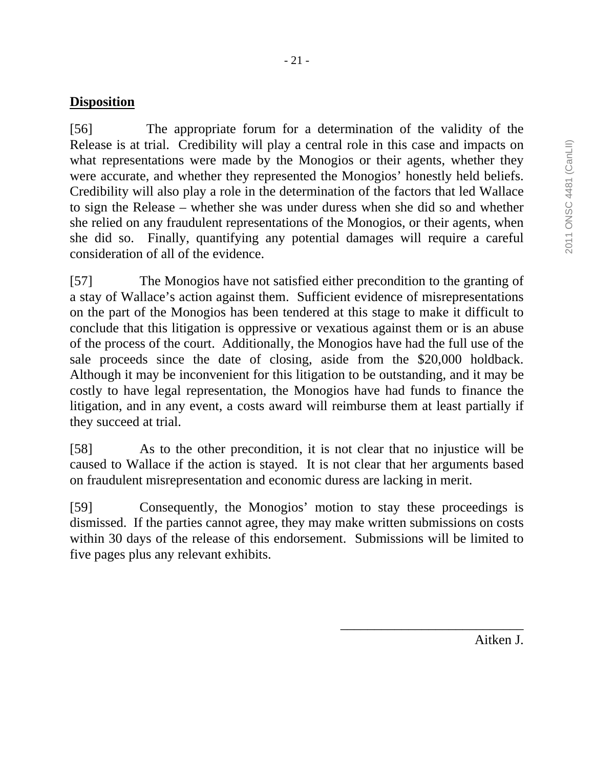## **Disposition**

[56] The appropriate forum for a determination of the validity of the Release is at trial. Credibility will play a central role in this case and impacts on what representations were made by the Monogios or their agents, whether they were accurate, and whether they represented the Monogios' honestly held beliefs. Credibility will also play a role in the determination of the factors that led Wallace to sign the Release – whether she was under duress when she did so and whether she relied on any fraudulent representations of the Monogios, or their agents, when she did so. Finally, quantifying any potential damages will require a careful consideration of all of the evidence.

[57] The Monogios have not satisfied either precondition to the granting of a stay of Wallace's action against them. Sufficient evidence of misrepresentations on the part of the Monogios has been tendered at this stage to make it difficult to conclude that this litigation is oppressive or vexatious against them or is an abuse of the process of the court. Additionally, the Monogios have had the full use of the sale proceeds since the date of closing, aside from the $20,000 holdback. Although it may be inconvenient for this litigation to be outstanding, and it may be costly to have legal representation, the Monogios have had funds to finance the litigation, and in any event, a costs award will reimburse them at least partially if they succeed at trial.

[58] As to the other precondition, it is not clear that no injustice will be caused to Wallace if the action is stayed. It is not clear that her arguments based on fraudulent misrepresentation and economic duress are lacking in merit.

[59] Consequently, the Monogios' motion to stay these proceedings is dismissed. If the parties cannot agree, they may make written submissions on costs within 30 days of the release of this endorsement. Submissions will be limited to five pages plus any relevant exhibits.

___________________________

Aitken J.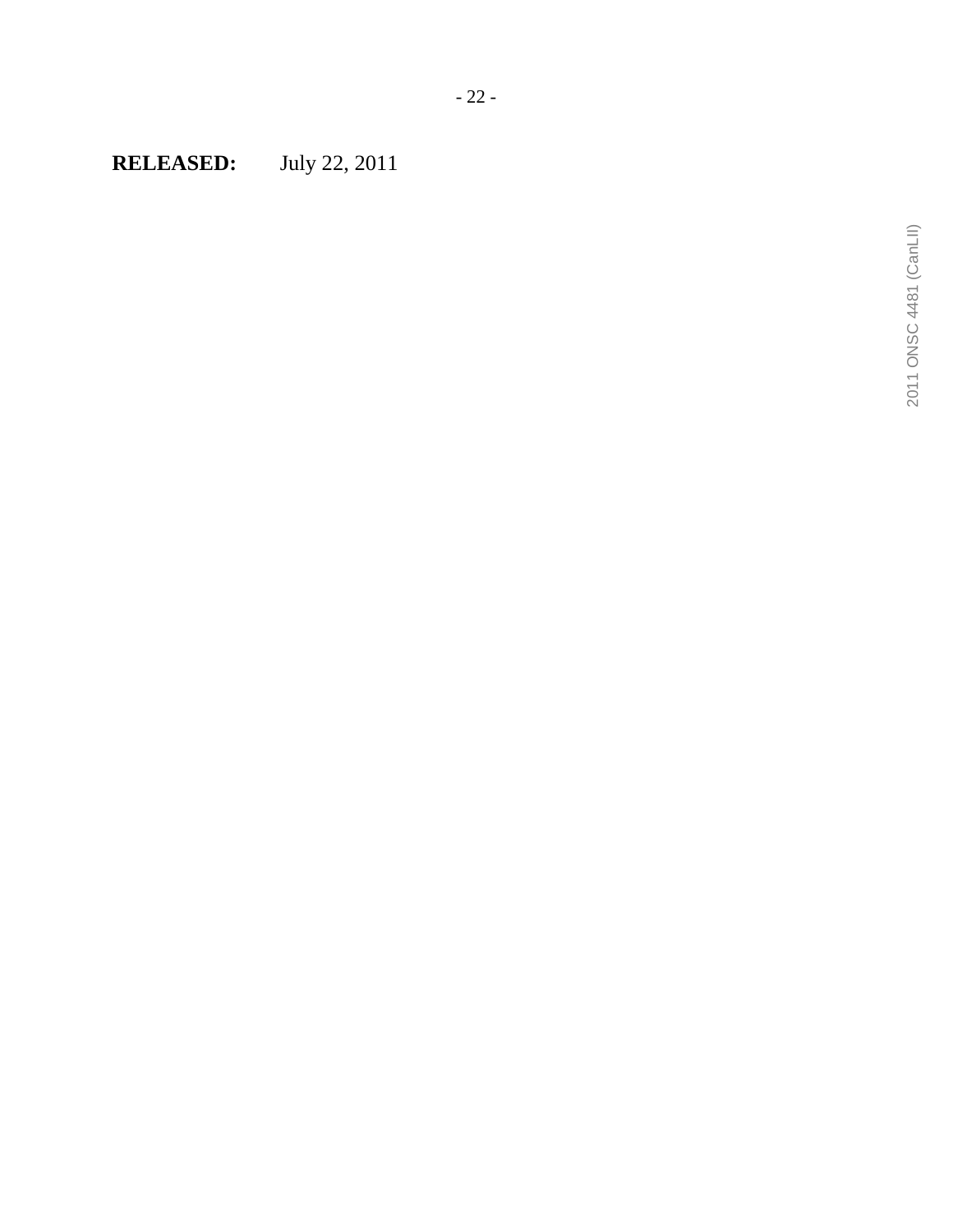**RELEASED:** July 22, 2011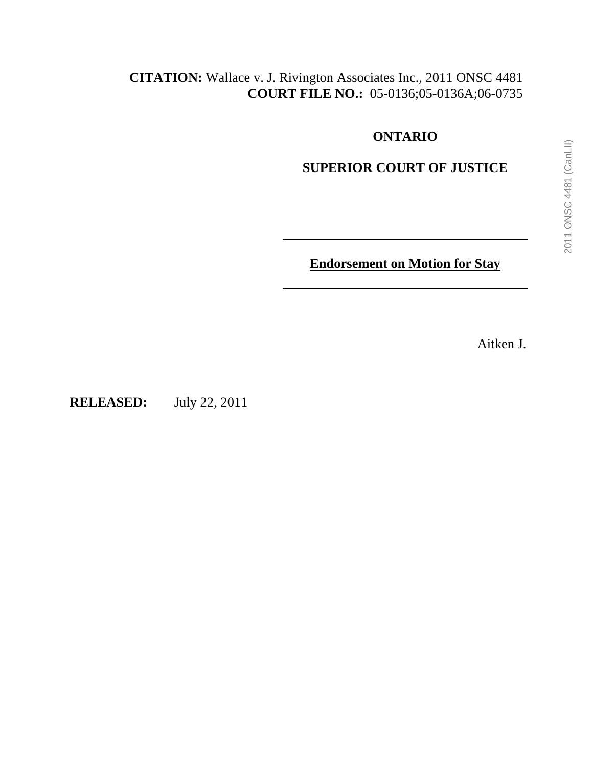**CITATION:** Wallace v. J. Rivington Associates Inc., 2011 ONSC 4481
**COURT FILE NO.:** 05-0136;05-0136A;06-0735

**ONTARIO**

**SUPERIOR COURT OF JUSTICE**

---

**Endorsement on Motion for Stay**

---

Aitken J.

**RELEASED:** July 22, 2011